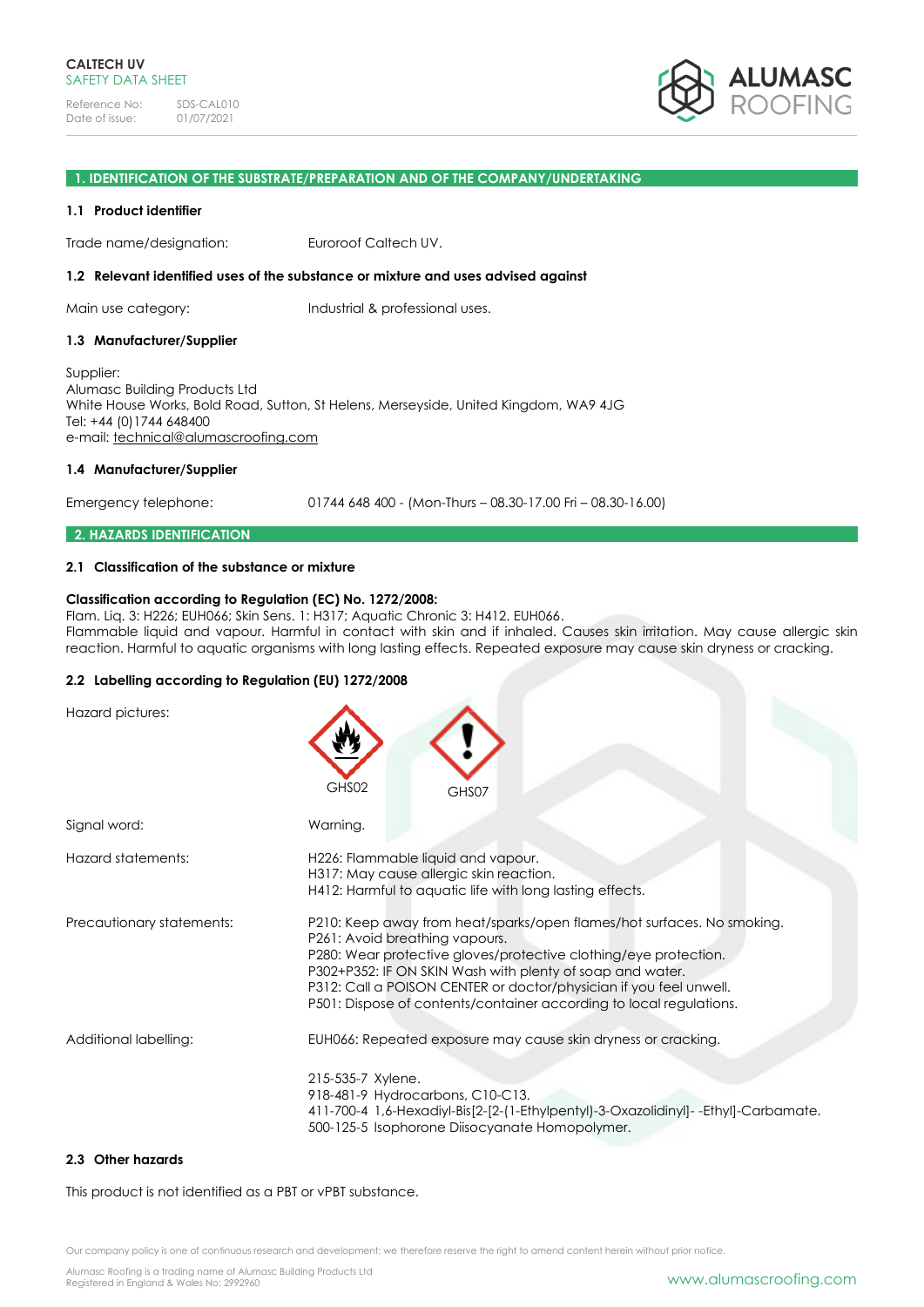# CALTECH UV
SAFETY DATA SHEET

Reference No: SDS-CAL010
Date of issue: 01/07/2021

## 1. IDENTIFICATION OF THE SUBSTRATE/PREPARATION AND OF THE COMPANY/UNDERTAKING

### 1.1 Product identifier

Trade name/designation: Euroroof Caltech UV.

### 1.2 Relevant identified uses of the substance or mixture and uses advised against

Main use category: Industrial & professional uses.

### 1.3 Manufacturer/Supplier

Supplier:
Alumasc Building Products Ltd
White House Works, Bold Road, Sutton, St Helens, Merseyside, United Kingdom, WA9 4JG
Tel: +44 (0)1744 648400
e-mail: technical@alumascroofing.com

### 1.4 Manufacturer/Supplier

Emergency telephone: 01744 648 400 - (Mon-Thurs – 08.30-17.00 Fri – 08.30-16.00)

## 2. HAZARDS IDENTIFICATION

### 2.1 Classification of the substance or mixture

**Classification according to Regulation (EC) No. 1272/2008:**
Flam. Liq. 3: H226; EUH066; Skin Sens. 1: H317; Aquatic Chronic 3: H412. EUH066.
Flammable liquid and vapour. Harmful in contact with skin and if inhaled. Causes skin irritation. May cause allergic skin reaction. Harmful to aquatic organisms with long lasting effects. Repeated exposure may cause skin dryness or cracking.

### 2.2 Labelling according to Regulation (EU) 1272/2008

Hazard pictures: GHS02 GHS07

Signal word: Warning.

Hazard statements:
H226: Flammable liquid and vapour.
H317: May cause allergic skin reaction.
H412: Harmful to aquatic life with long lasting effects.

Precautionary statements:
P210: Keep away from heat/sparks/open flames/hot surfaces. No smoking.
P261: Avoid breathing vapours.
P280: Wear protective gloves/protective clothing/eye protection.
P302+P352: IF ON SKIN Wash with plenty of soap and water.
P312: Call a POISON CENTER or doctor/physician if you feel unwell.
P501: Dispose of contents/container according to local regulations.

Additional labelling:
EUH066: Repeated exposure may cause skin dryness or cracking.

215-535-7 Xylene.
918-481-9 Hydrocarbons, C10-C13.
411-700-4 1,6-Hexadiyl-Bis[2-[2-(1-Ethylpentyl)-3-Oxazolidinyl]- -Ethyl]-Carbamate.
500-125-5 Isophorone Diisocyanate Homopolymer.

### 2.3 Other hazards

This product is not identified as a PBT or vPBT substance.

Our company policy is one of continuous research and development; we therefore reserve the right to amend content herein without prior notice.

Alumasc Roofing is a trading name of Alumasc Building Products Ltd
Registered in England & Wales No: 2992960

www.alumascroofing.com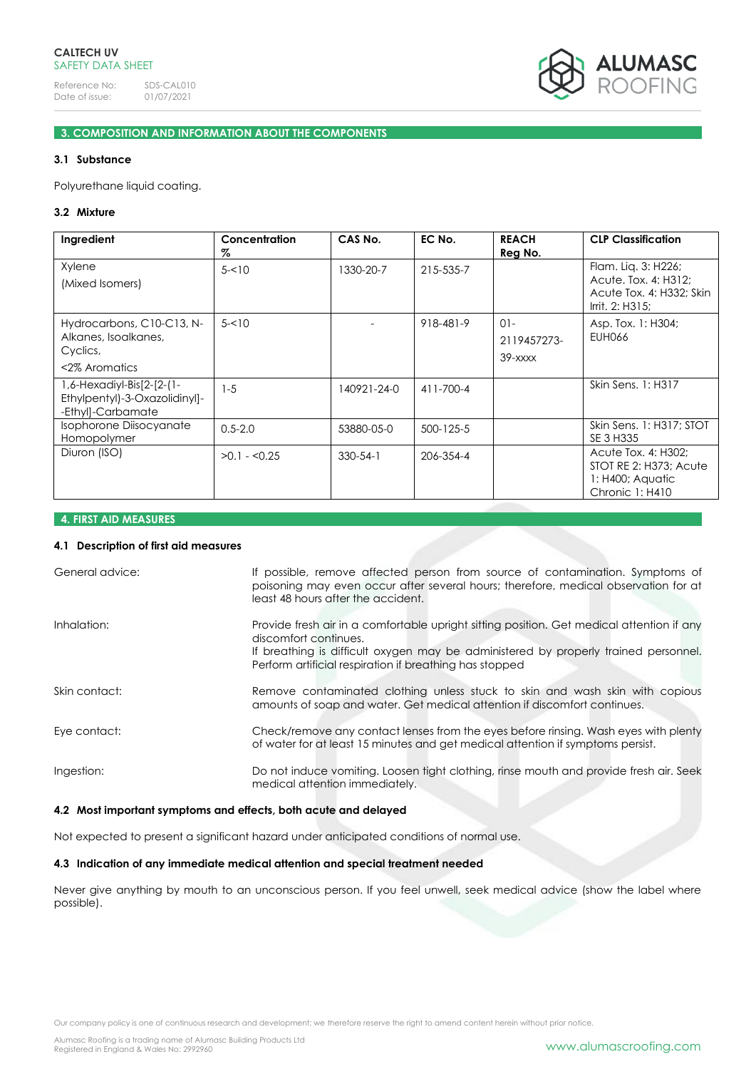## 3. COMPOSITION AND INFORMATION ABOUT THE COMPONENTS

### 3.1 Substance

Polyurethane liquid coating.

### 3.2 Mixture

| Ingredient | Concentration % | CAS No. | EC No. | REACH Reg No. | CLP Classification |
|---|---|---|---|---|---|
| Xylene (Mixed Isomers) | 5-<10 | 1330-20-7 | 215-535-7 | | Flam. Liq. 3: H226; Acute. Tox. 4: H312; Acute Tox. 4: H332; Skin Irrit. 2: H315; |
| Hydrocarbons, C10-C13, N-Alkanes, Isoalkanes, Cyclics, <2% Aromatics | 5-<10 | - | 918-481-9 | 01-2119457273-39-xxxx | Asp. Tox. 1: H304; EUH066 |
| 1,6-Hexadiyl-Bis[2-[2-(1-Ethylpentyl)-3-Oxazolidinyl]--Ethyl]-Carbamate | 1-5 | 140921-24-0 | 411-700-4 | | Skin Sens. 1: H317 |
| Isophorone Diisocyanate Homopolymer | 0.5-2.0 | 53880-05-0 | 500-125-5 | | Skin Sens. 1: H317; STOT SE 3 H335 |
| Diuron (ISO) | >0.1 - <0.25 | 330-54-1 | 206-354-4 | | Acute Tox. 4: H302; STOT RE 2: H373; Acute 1: H400; Aquatic Chronic 1: H410 |

## 4. FIRST AID MEASURES

### 4.1 Description of first aid measures

**General advice:** If possible, remove affected person from source of contamination. Symptoms of poisoning may even occur after several hours; therefore, medical observation for at least 48 hours after the accident.

**Inhalation:** Provide fresh air in a comfortable upright sitting position. Get medical attention if any discomfort continues.
If breathing is difficult oxygen may be administered by properly trained personnel. Perform artificial respiration if breathing has stopped

**Skin contact:** Remove contaminated clothing unless stuck to skin and wash skin with copious amounts of soap and water. Get medical attention if discomfort continues.

**Eye contact:** Check/remove any contact lenses from the eyes before rinsing. Wash eyes with plenty of water for at least 15 minutes and get medical attention if symptoms persist.

**Ingestion:** Do not induce vomiting. Loosen tight clothing, rinse mouth and provide fresh air. Seek medical attention immediately.

### 4.2 Most important symptoms and effects, both acute and delayed

Not expected to present a significant hazard under anticipated conditions of normal use.

### 4.3 Indication of any immediate medical attention and special treatment needed

Never give anything by mouth to an unconscious person. If you feel unwell, seek medical advice (show the label where possible).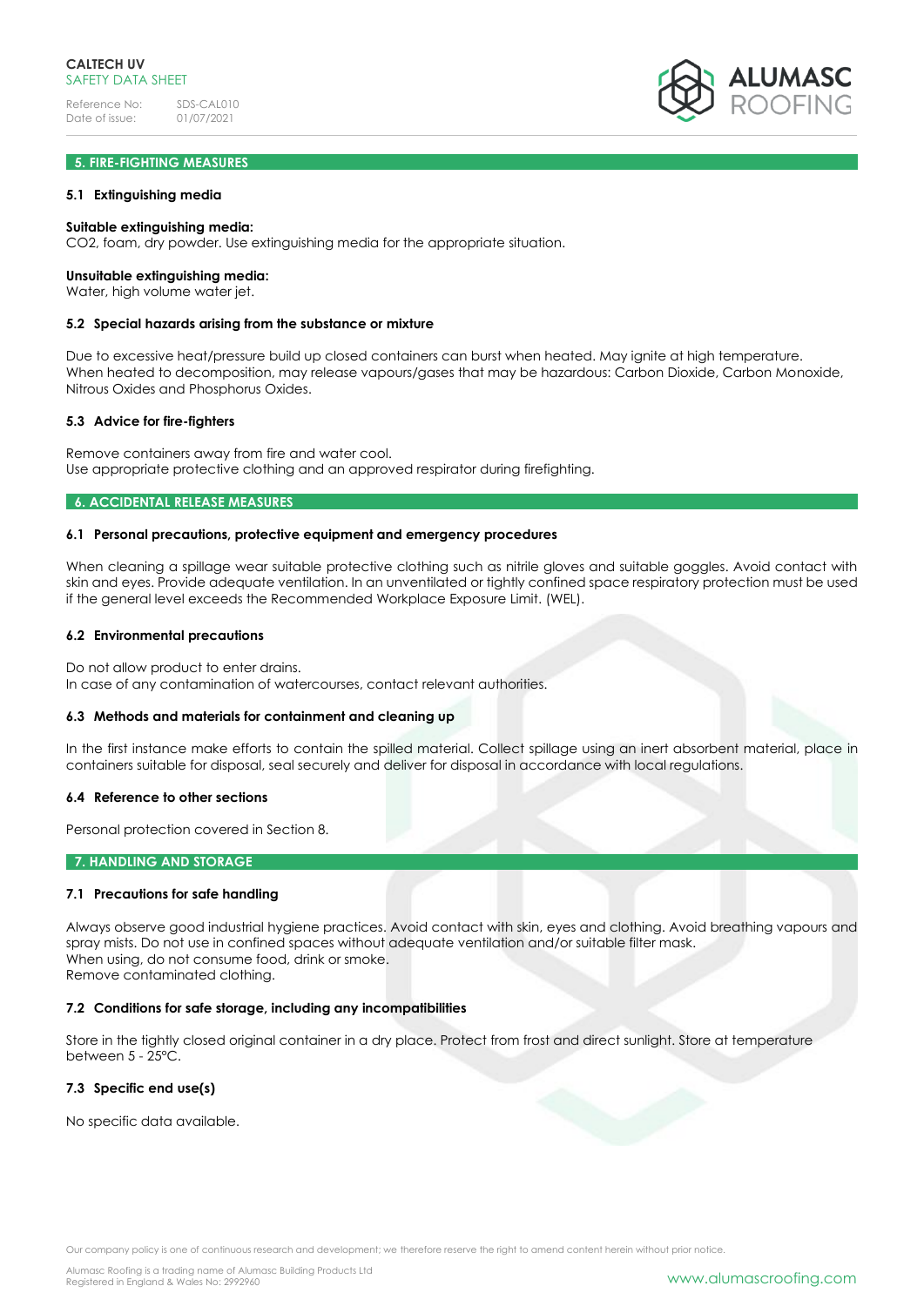## 5. FIRE-FIGHTING MEASURES

### 5.1 Extinguishing media

**Suitable extinguishing media:**
CO2, foam, dry powder. Use extinguishing media for the appropriate situation.

**Unsuitable extinguishing media:**
Water, high volume water jet.

### 5.2 Special hazards arising from the substance or mixture

Due to excessive heat/pressure build up closed containers can burst when heated. May ignite at high temperature. When heated to decomposition, may release vapours/gases that may be hazardous: Carbon Dioxide, Carbon Monoxide, Nitrous Oxides and Phosphorus Oxides.

### 5.3 Advice for fire-fighters

Remove containers away from fire and water cool.
Use appropriate protective clothing and an approved respirator during firefighting.

## 6. ACCIDENTAL RELEASE MEASURES

### 6.1 Personal precautions, protective equipment and emergency procedures

When cleaning a spillage wear suitable protective clothing such as nitrile gloves and suitable goggles. Avoid contact with skin and eyes. Provide adequate ventilation. In an unventilated or tightly confined space respiratory protection must be used if the general level exceeds the Recommended Workplace Exposure Limit. (WEL).

### 6.2 Environmental precautions

Do not allow product to enter drains.
In case of any contamination of watercourses, contact relevant authorities.

### 6.3 Methods and materials for containment and cleaning up

In the first instance make efforts to contain the spilled material. Collect spillage using an inert absorbent material, place in containers suitable for disposal, seal securely and deliver for disposal in accordance with local regulations.

### 6.4 Reference to other sections

Personal protection covered in Section 8.

## 7. HANDLING AND STORAGE

### 7.1 Precautions for safe handling

Always observe good industrial hygiene practices. Avoid contact with skin, eyes and clothing. Avoid breathing vapours and spray mists. Do not use in confined spaces without adequate ventilation and/or suitable filter mask.
When using, do not consume food, drink or smoke.
Remove contaminated clothing.

### 7.2 Conditions for safe storage, including any incompatibilities

Store in the tightly closed original container in a dry place. Protect from frost and direct sunlight. Store at temperature between 5 - 25°C.

### 7.3 Specific end use(s)

No specific data available.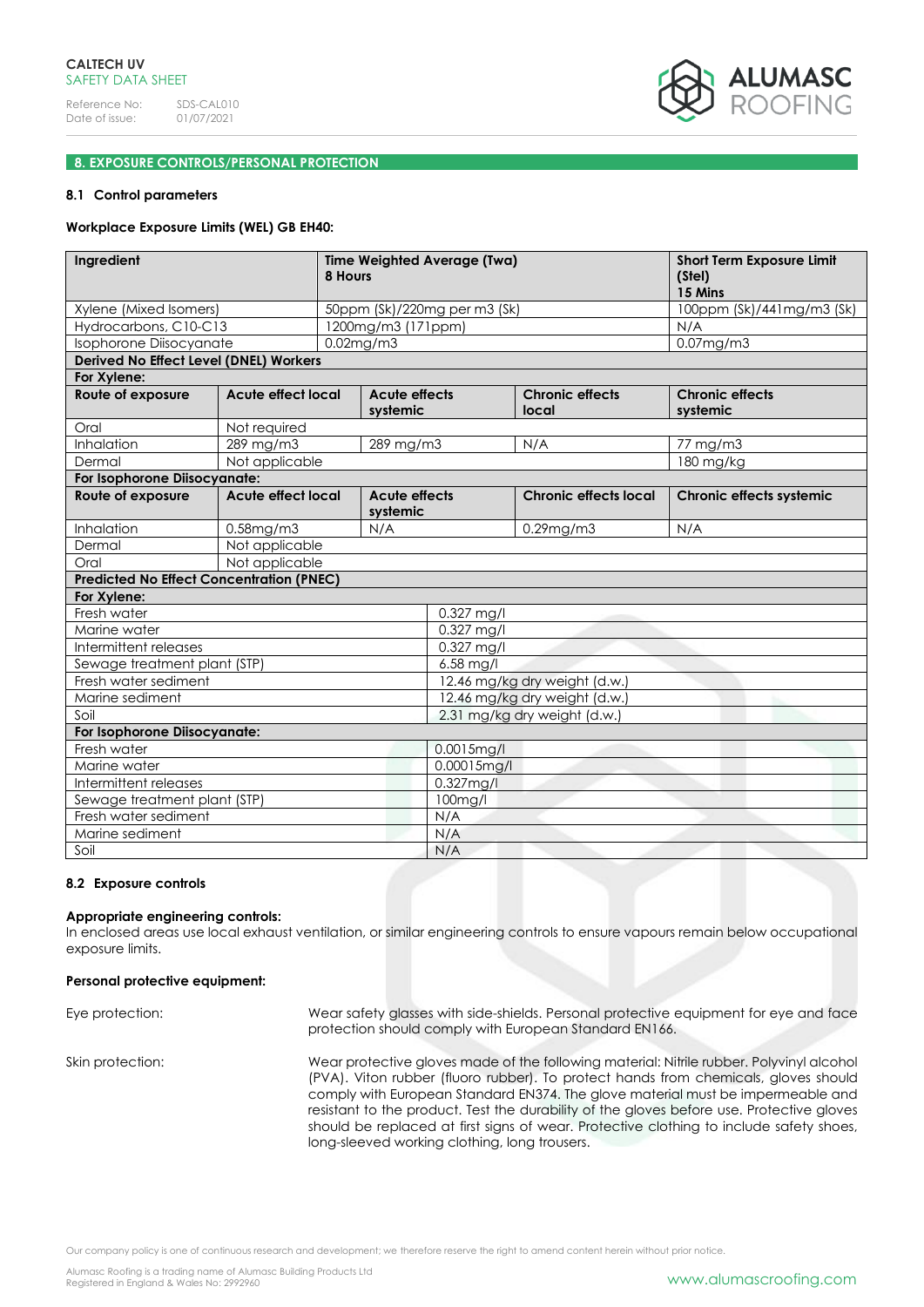## 8. EXPOSURE CONTROLS/PERSONAL PROTECTION

### 8.1 Control parameters

**Workplace Exposure Limits (WEL) GB EH40:**

| Ingredient | Time Weighted Average (Twa) 8 Hours | Short Term Exposure Limit (Stel) 15 Mins |
|---|---|---|
| Xylene (Mixed Isomers) | 50ppm (Sk)/220mg per m3 (Sk) | 100ppm (Sk)/441mg/m3 (Sk) |
| Hydrocarbons, C10-C13 | 1200mg/m3 (171ppm) | N/A |
| Isophorone Diisocyanate | 0.02mg/m3 | 0.07mg/m3 |

**Derived No Effect Level (DNEL) Workers**

**For Xylene:**

| Route of exposure | Acute effect local | Acute effects systemic | Chronic effects local | Chronic effects systemic |
|---|---|---|---|---|
| Oral | Not required | | | |
| Inhalation | 289 mg/m3 | 289 mg/m3 | N/A | 77 mg/m3 |
| Dermal | Not applicable | | | 180 mg/kg |

**For Isophorone Diisocyanate:**

| Route of exposure | Acute effect local | Acute effects systemic | Chronic effects local | Chronic effects systemic |
|---|---|---|---|---|
| Inhalation | 0.58mg/m3 | N/A | 0.29mg/m3 | N/A |
| Dermal | Not applicable | | | |
| Oral | Not applicable | | | |

**Predicted No Effect Concentration (PNEC)**

**For Xylene:**

| Compartment | Value |
|---|---|
| Fresh water | 0.327 mg/l |
| Marine water | 0.327 mg/l |
| Intermittent releases | 0.327 mg/l |
| Sewage treatment plant (STP) | 6.58 mg/l |
| Fresh water sediment | 12.46 mg/kg dry weight (d.w.) |
| Marine sediment | 12.46 mg/kg dry weight (d.w.) |
| Soil | 2.31 mg/kg dry weight (d.w.) |

**For Isophorone Diisocyanate:**

| Compartment | Value |
|---|---|
| Fresh water | 0.0015mg/l |
| Marine water | 0.00015mg/l |
| Intermittent releases | 0.327mg/l |
| Sewage treatment plant (STP) | 100mg/l |
| Fresh water sediment | N/A |
| Marine sediment | N/A |
| Soil | N/A |

### 8.2 Exposure controls

**Appropriate engineering controls:**
In enclosed areas use local exhaust ventilation, or similar engineering controls to ensure vapours remain below occupational exposure limits.

**Personal protective equipment:**

Eye protection: Wear safety glasses with side-shields. Personal protective equipment for eye and face protection should comply with European Standard EN166.

Skin protection: Wear protective gloves made of the following material: Nitrile rubber. Polyvinyl alcohol (PVA). Viton rubber (fluoro rubber). To protect hands from chemicals, gloves should comply with European Standard EN374. The glove material must be impermeable and resistant to the product. Test the durability of the gloves before use. Protective gloves should be replaced at first signs of wear. Protective clothing to include safety shoes, long-sleeved working clothing, long trousers.

Our company policy is one of continuous research and development; we therefore reserve the right to amend content herein without prior notice.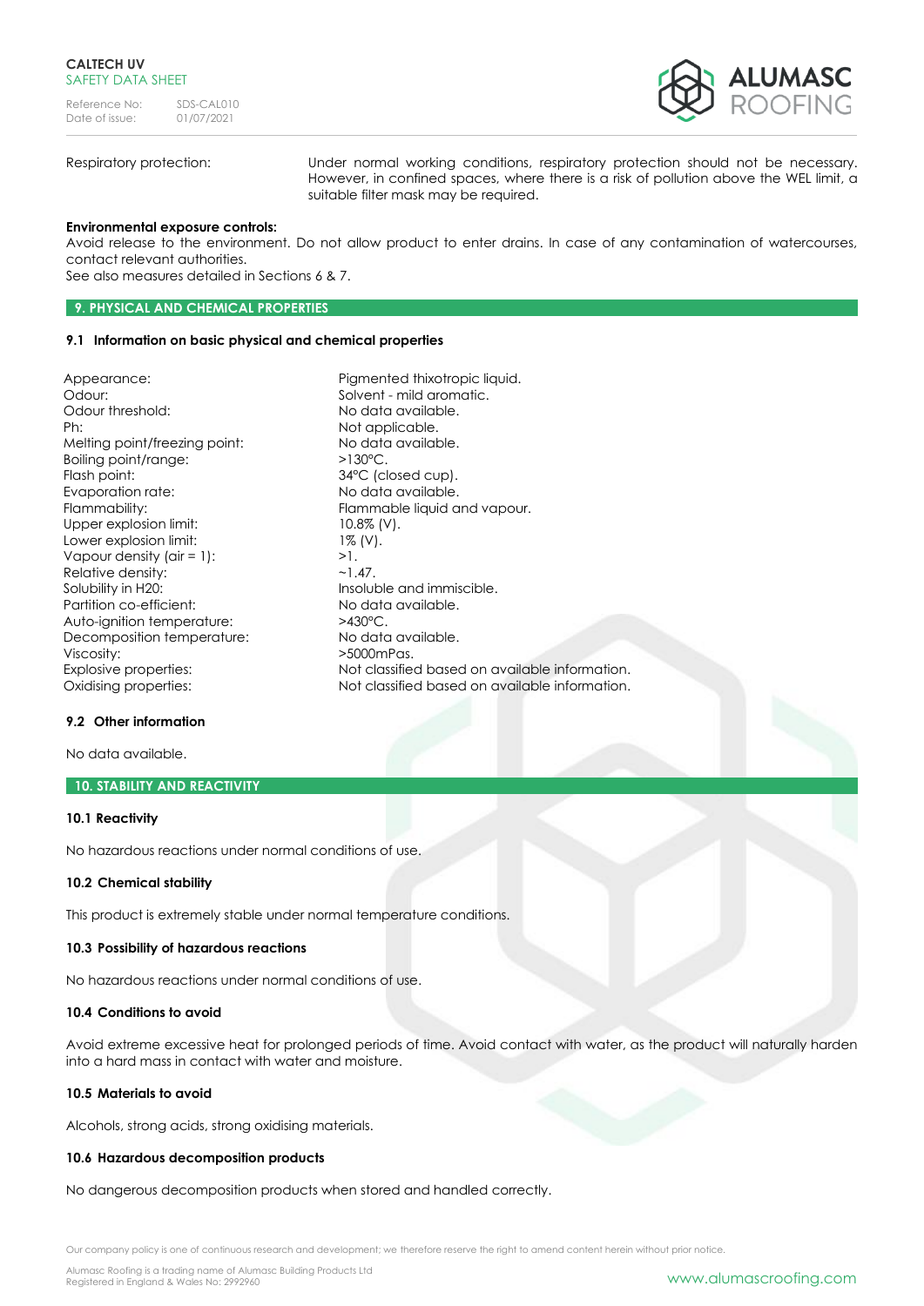| | |
|---|---|
| Respiratory protection: | Under normal working conditions, respiratory protection should not be necessary. However, in confined spaces, where there is a risk of pollution above the WEL limit, a suitable filter mask may be required. |

**Environmental exposure controls:**
Avoid release to the environment. Do not allow product to enter drains. In case of any contamination of watercourses, contact relevant authorities.
See also measures detailed in Sections 6 & 7.

## 9. PHYSICAL AND CHEMICAL PROPERTIES

### 9.1 Information on basic physical and chemical properties

| | |
|---|---|
| Appearance: | Pigmented thixotropic liquid. |
| Odour: | Solvent - mild aromatic. |
| Odour threshold: | No data available. |
| Ph: | Not applicable. |
| Melting point/freezing point: | No data available. |
| Boiling point/range: | >130°C. |
| Flash point: | 34°C (closed cup). |
| Evaporation rate: | No data available. |
| Flammability: | Flammable liquid and vapour. |
| Upper explosion limit: | 10.8% (V). |
| Lower explosion limit: | 1% (V). |
| Vapour density (air = 1): | >1. |
| Relative density: | ~1.47. |
| Solubility in H20: | Insoluble and immiscible. |
| Partition co-efficient: | No data available. |
| Auto-ignition temperature: | >430°C. |
| Decomposition temperature: | No data available. |
| Viscosity: | >5000mPas. |
| Explosive properties: | Not classified based on available information. |
| Oxidising properties: | Not classified based on available information. |

### 9.2 Other information

No data available.

## 10. STABILITY AND REACTIVITY

### 10.1 Reactivity

No hazardous reactions under normal conditions of use.

### 10.2 Chemical stability

This product is extremely stable under normal temperature conditions.

### 10.3 Possibility of hazardous reactions

No hazardous reactions under normal conditions of use.

### 10.4 Conditions to avoid

Avoid extreme excessive heat for prolonged periods of time. Avoid contact with water, as the product will naturally harden into a hard mass in contact with water and moisture.

### 10.5 Materials to avoid

Alcohols, strong acids, strong oxidising materials.

### 10.6 Hazardous decomposition products

No dangerous decomposition products when stored and handled correctly.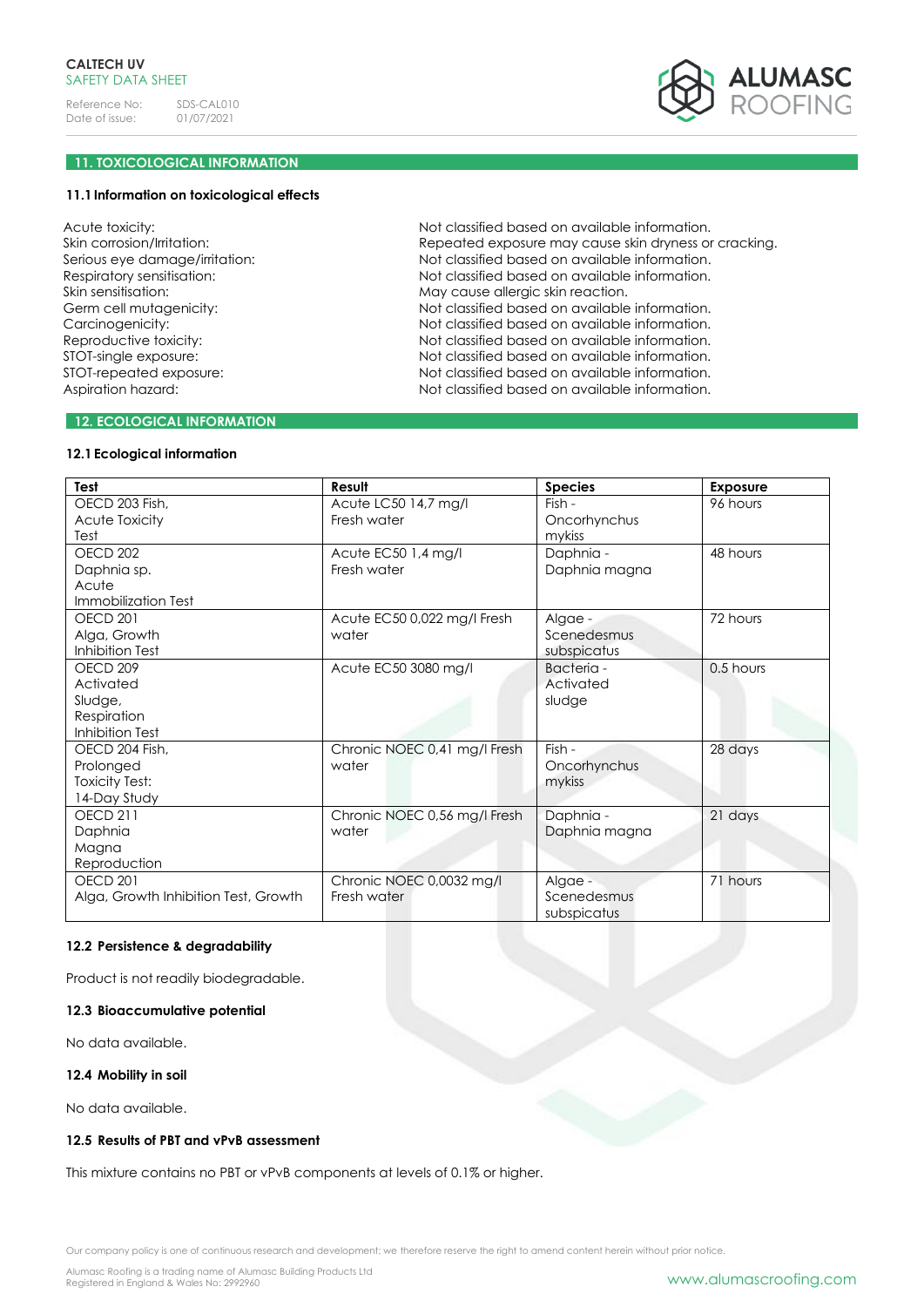## 11. TOXICOLOGICAL INFORMATION

### 11.1 Information on toxicological effects

| | |
|---|---|
| Acute toxicity: | Not classified based on available information. |
| Skin corrosion/Irritation: | Repeated exposure may cause skin dryness or cracking. |
| Serious eye damage/irritation: | Not classified based on available information. |
| Respiratory sensitisation: | Not classified based on available information. |
| Skin sensitisation: | May cause allergic skin reaction. |
| Germ cell mutagenicity: | Not classified based on available information. |
| Carcinogenicity: | Not classified based on available information. |
| Reproductive toxicity: | Not classified based on available information. |
| STOT-single exposure: | Not classified based on available information. |
| STOT-repeated exposure: | Not classified based on available information. |
| Aspiration hazard: | Not classified based on available information. |

## 12. ECOLOGICAL INFORMATION

### 12.1 Ecological information

| Test | Result | Species | Exposure |
|---|---|---|---|
| OECD 203 Fish, Acute Toxicity Test | Acute LC50 14,7 mg/l Fresh water | Fish - Oncorhynchus mykiss | 96 hours |
| OECD 202 Daphnia sp. Acute Immobilization Test | Acute EC50 1,4 mg/l Fresh water | Daphnia - Daphnia magna | 48 hours |
| OECD 201 Alga, Growth Inhibition Test | Acute EC50 0,022 mg/l Fresh water | Algae - Scenedesmus subspicatus | 72 hours |
| OECD 209 Activated Sludge, Respiration Inhibition Test | Acute EC50 3080 mg/l | Bacteria - Activated sludge | 0.5 hours |
| OECD 204 Fish, Prolonged Toxicity Test: 14-Day Study | Chronic NOEC 0,41 mg/l Fresh water | Fish - Oncorhynchus mykiss | 28 days |
| OECD 211 Daphnia Magna Reproduction | Chronic NOEC 0,56 mg/l Fresh water | Daphnia - Daphnia magna | 21 days |
| OECD 201 Alga, Growth Inhibition Test, Growth | Chronic NOEC 0,0032 mg/l Fresh water | Algae - Scenedesmus subspicatus | 71 hours |

### 12.2 Persistence & degradability

Product is not readily biodegradable.

### 12.3 Bioaccumulative potential

No data available.

### 12.4 Mobility in soil

No data available.

### 12.5 Results of PBT and vPvB assessment

This mixture contains no PBT or vPvB components at levels of 0.1% or higher.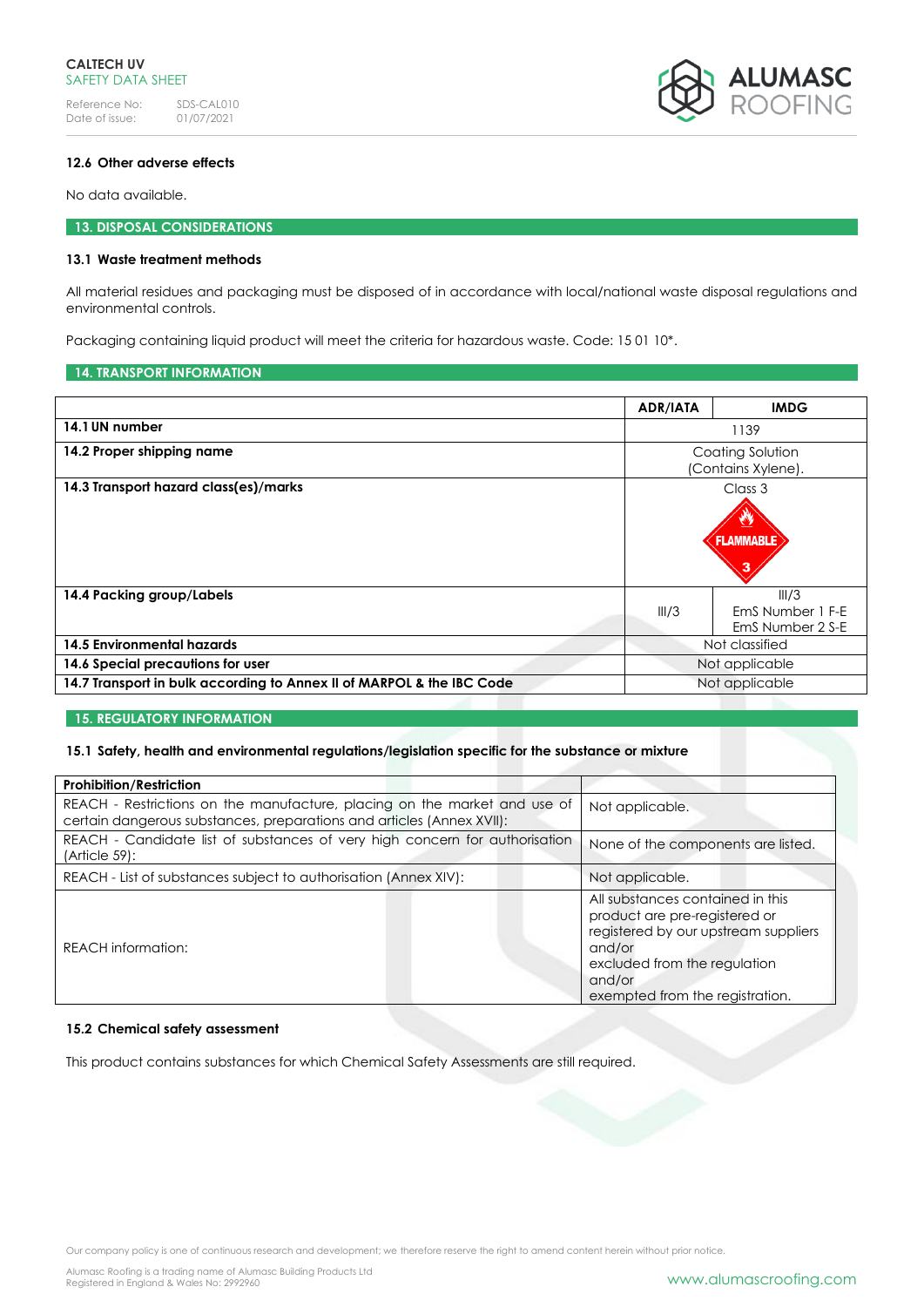### 12.6 Other adverse effects

No data available.

## 13. DISPOSAL CONSIDERATIONS

### 13.1 Waste treatment methods

All material residues and packaging must be disposed of in accordance with local/national waste disposal regulations and environmental controls.

Packaging containing liquid product will meet the criteria for hazardous waste. Code: 15 01 10*.

## 14. TRANSPORT INFORMATION

| | ADR/IATA | IMDG |
|---|---|---|
| **14.1 UN number** | 1139 | |
| **14.2 Proper shipping name** | Coating Solution (Contains Xylene). | |
| **14.3 Transport hazard class(es)/marks** | Class 3 FLAMMABLE 3 | |
| **14.4 Packing group/Labels** | III/3 | III/3 EmS Number 1 F-E EmS Number 2 S-E |
| **14.5 Environmental hazards** | Not classified | |
| **14.6 Special precautions for user** | Not applicable | |
| **14.7 Transport in bulk according to Annex II of MARPOL & the IBC Code** | Not applicable | |

## 15. REGULATORY INFORMATION

### 15.1 Safety, health and environmental regulations/legislation specific for the substance or mixture

| Prohibition/Restriction | |
|---|---|
| REACH - Restrictions on the manufacture, placing on the market and use of certain dangerous substances, preparations and articles (Annex XVII): | Not applicable. |
| REACH - Candidate list of substances of very high concern for authorisation (Article 59): | None of the components are listed. |
| REACH - List of substances subject to authorisation (Annex XIV): | Not applicable. |
| REACH information: | All substances contained in this product are pre-registered or registered by our upstream suppliers and/or excluded from the regulation and/or exempted from the registration. |

### 15.2 Chemical safety assessment

This product contains substances for which Chemical Safety Assessments are still required.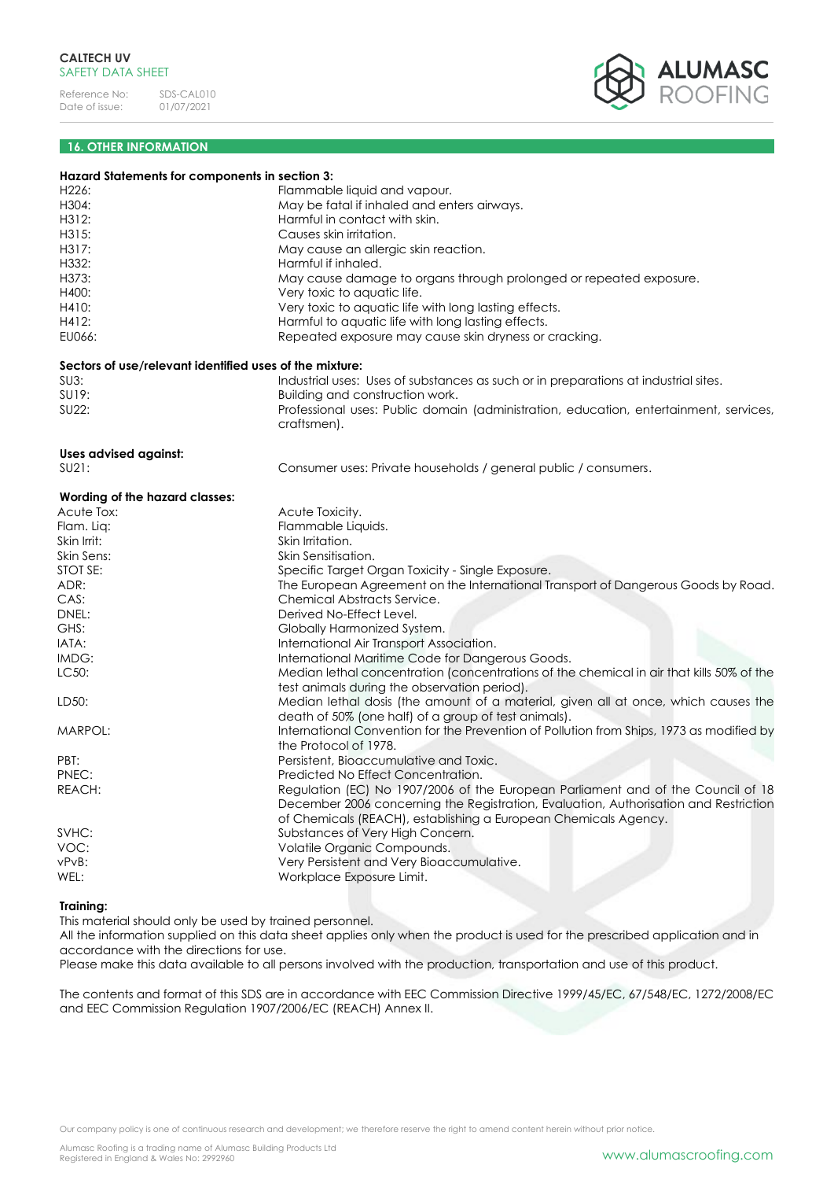## 16. OTHER INFORMATION

**Hazard Statements for components in section 3:**

| | |
|---|---|
| H226: | Flammable liquid and vapour. |
| H304: | May be fatal if inhaled and enters airways. |
| H312: | Harmful in contact with skin. |
| H315: | Causes skin irritation. |
| H317: | May cause an allergic skin reaction. |
| H332: | Harmful if inhaled. |
| H373: | May cause damage to organs through prolonged or repeated exposure. |
| H400: | Very toxic to aquatic life. |
| H410: | Very toxic to aquatic life with long lasting effects. |
| H412: | Harmful to aquatic life with long lasting effects. |
| EU066: | Repeated exposure may cause skin dryness or cracking. |

**Sectors of use/relevant identified uses of the mixture:**

| | |
|---|---|
| SU3: | Industrial uses: Uses of substances as such or in preparations at industrial sites. |
| SU19: | Building and construction work. |
| SU22: | Professional uses: Public domain (administration, education, entertainment, services, craftsmen). |

**Uses advised against:**

| | |
|---|---|
| SU21: | Consumer uses: Private households / general public / consumers. |

**Wording of the hazard classes:**

| | |
|---|---|
| Acute Tox: | Acute Toxicity. |
| Flam. Liq: | Flammable Liquids. |
| Skin Irrit: | Skin Irritation. |
| Skin Sens: | Skin Sensitisation. |
| STOT SE: | Specific Target Organ Toxicity - Single Exposure. |
| ADR: | The European Agreement on the International Transport of Dangerous Goods by Road. |
| CAS: | Chemical Abstracts Service. |
| DNEL: | Derived No-Effect Level. |
| GHS: | Globally Harmonized System. |
| IATA: | International Air Transport Association. |
| IMDG: | International Maritime Code for Dangerous Goods. |
| LC50: | Median lethal concentration (concentrations of the chemical in air that kills 50% of the test animals during the observation period). |
| LD50: | Median lethal dosis (the amount of a material, given all at once, which causes the death of 50% (one half) of a group of test animals). |
| MARPOL: | International Convention for the Prevention of Pollution from Ships, 1973 as modified by the Protocol of 1978. |
| PBT: | Persistent, Bioaccumulative and Toxic. |
| PNEC: | Predicted No Effect Concentration. |
| REACH: | Regulation (EC) No 1907/2006 of the European Parliament and of the Council of 18 December 2006 concerning the Registration, Evaluation, Authorisation and Restriction of Chemicals (REACH), establishing a European Chemicals Agency. |
| SVHC: | Substances of Very High Concern. |
| VOC: | Volatile Organic Compounds. |
| vPvB: | Very Persistent and Very Bioaccumulative. |
| WEL: | Workplace Exposure Limit. |

**Training:**

This material should only be used by trained personnel.
All the information supplied on this data sheet applies only when the product is used for the prescribed application and in accordance with the directions for use.
Please make this data available to all persons involved with the production, transportation and use of this product.

The contents and format of this SDS are in accordance with EEC Commission Directive 1999/45/EC, 67/548/EC, 1272/2008/EC and EEC Commission Regulation 1907/2006/EC (REACH) Annex II.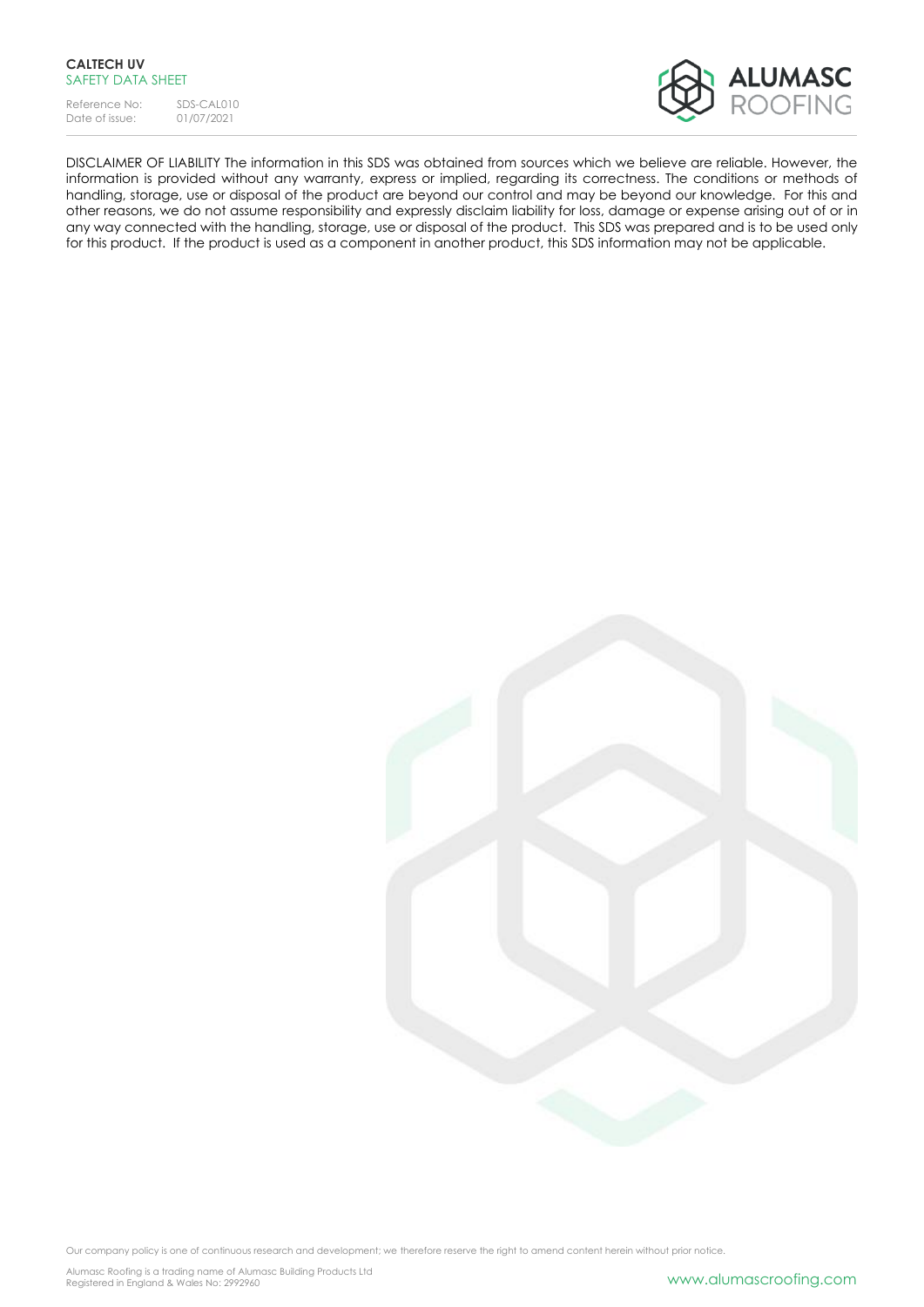DISCLAIMER OF LIABILITY The information in this SDS was obtained from sources which we believe are reliable. However, the information is provided without any warranty, express or implied, regarding its correctness. The conditions or methods of handling, storage, use or disposal of the product are beyond our control and may be beyond our knowledge. For this and other reasons, we do not assume responsibility and expressly disclaim liability for loss, damage or expense arising out of or in any way connected with the handling, storage, use or disposal of the product. This SDS was prepared and is to be used only for this product. If the product is used as a component in another product, this SDS information may not be applicable.